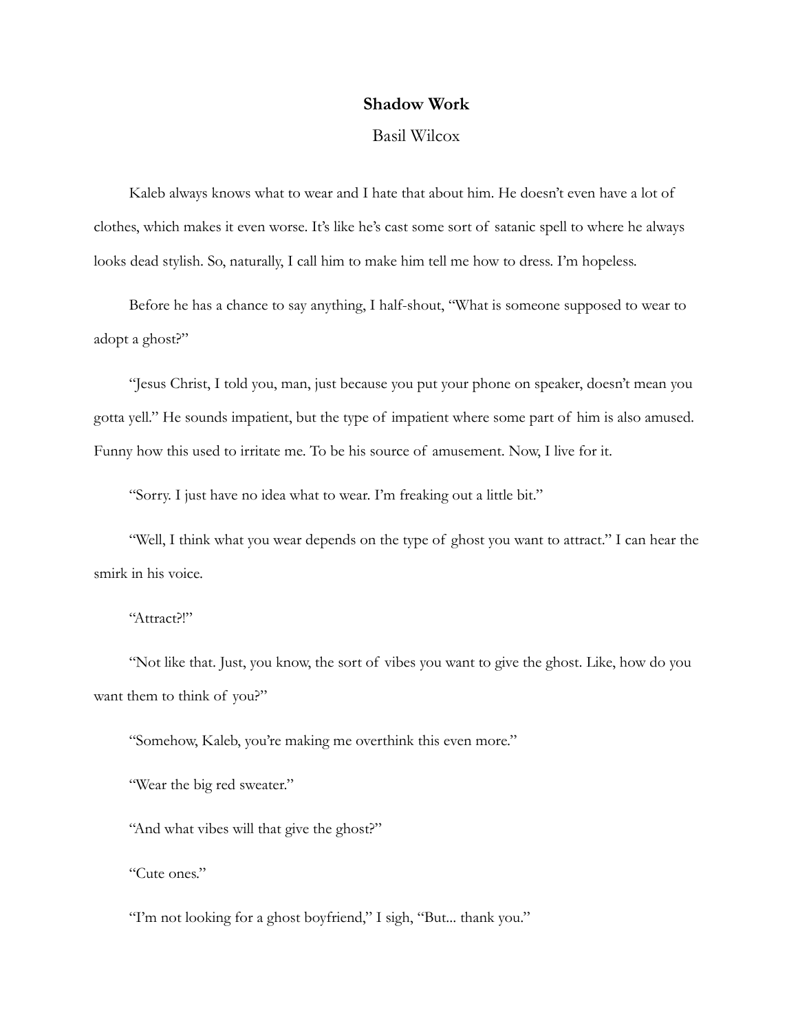**Shadow Work**

Basil Wilcox

Kaleb always knows what to wear and I hate that about him. He doesn't even have a lot of clothes, which makes it even worse. It's like he's cast some sort of satanic spell to where he always looks dead stylish. So, naturally, I call him to make him tell me how to dress. I'm hopeless.

Before he has a chance to say anything, I half-shout, "What is someone supposed to wear to adopt a ghost?"

"Jesus Christ, I told you, man, just because you put your phone on speaker, doesn't mean you gotta yell." He sounds impatient, but the type of impatient where some part of him is also amused. Funny how this used to irritate me. To be his source of amusement. Now, I live for it.

"Sorry. I just have no idea what to wear. I'm freaking out a little bit."

"Well, I think what you wear depends on the type of ghost you want to attract." I can hear the smirk in his voice.

"Attract?!"

"Not like that. Just, you know, the sort of vibes you want to give the ghost. Like, how do you want them to think of you?"

"Somehow, Kaleb, you're making me overthink this even more."

"Wear the big red sweater."

"And what vibes will that give the ghost?"

"Cute ones."

"I'm not looking for a ghost boyfriend," I sigh, "But... thank you."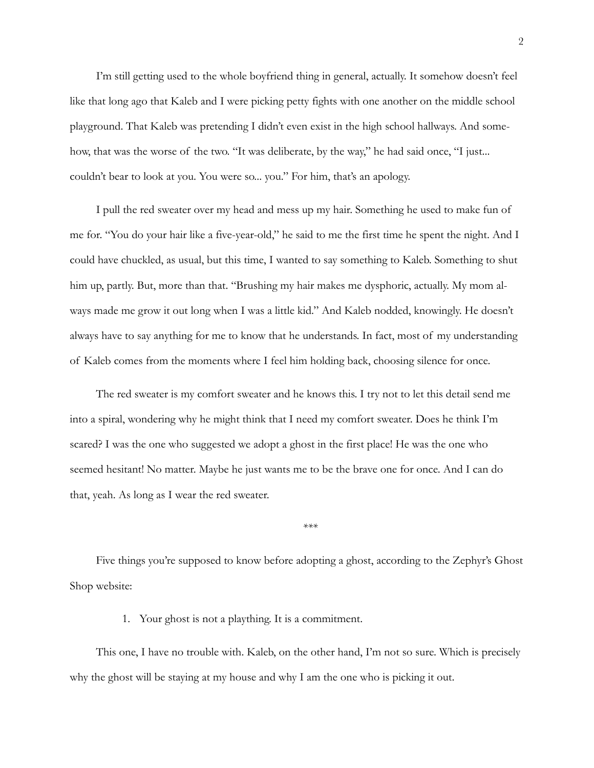I'm still getting used to the whole boyfriend thing in general, actually. It somehow doesn't feel like that long ago that Kaleb and I were picking petty fights with one another on the middle school playground. That Kaleb was pretending I didn't even exist in the high school hallways. And somehow, that was the worse of the two. "It was deliberate, by the way," he had said once, "I just... couldn't bear to look at you. You were so... you." For him, that's an apology.

I pull the red sweater over my head and mess up my hair. Something he used to make fun of me for. "You do your hair like a five-year-old," he said to me the first time he spent the night. And I could have chuckled, as usual, but this time, I wanted to say something to Kaleb. Something to shut him up, partly. But, more than that. "Brushing my hair makes me dysphoric, actually. My mom always made me grow it out long when I was a little kid." And Kaleb nodded, knowingly. He doesn't always have to say anything for me to know that he understands. In fact, most of my understanding of Kaleb comes from the moments where I feel him holding back, choosing silence for once.

The red sweater is my comfort sweater and he knows this. I try not to let this detail send me into a spiral, wondering why he might think that I need my comfort sweater. Does he think I'm scared? I was the one who suggested we adopt a ghost in the first place! He was the one who seemed hesitant! No matter. Maybe he just wants me to be the brave one for once. And I can do that, yeah. As long as I wear the red sweater.

***

Five things you're supposed to know before adopting a ghost, according to the Zephyr's Ghost Shop website:

1. Your ghost is not a plaything. It is a commitment.

This one, I have no trouble with. Kaleb, on the other hand, I'm not so sure. Which is precisely why the ghost will be staying at my house and why I am the one who is picking it out.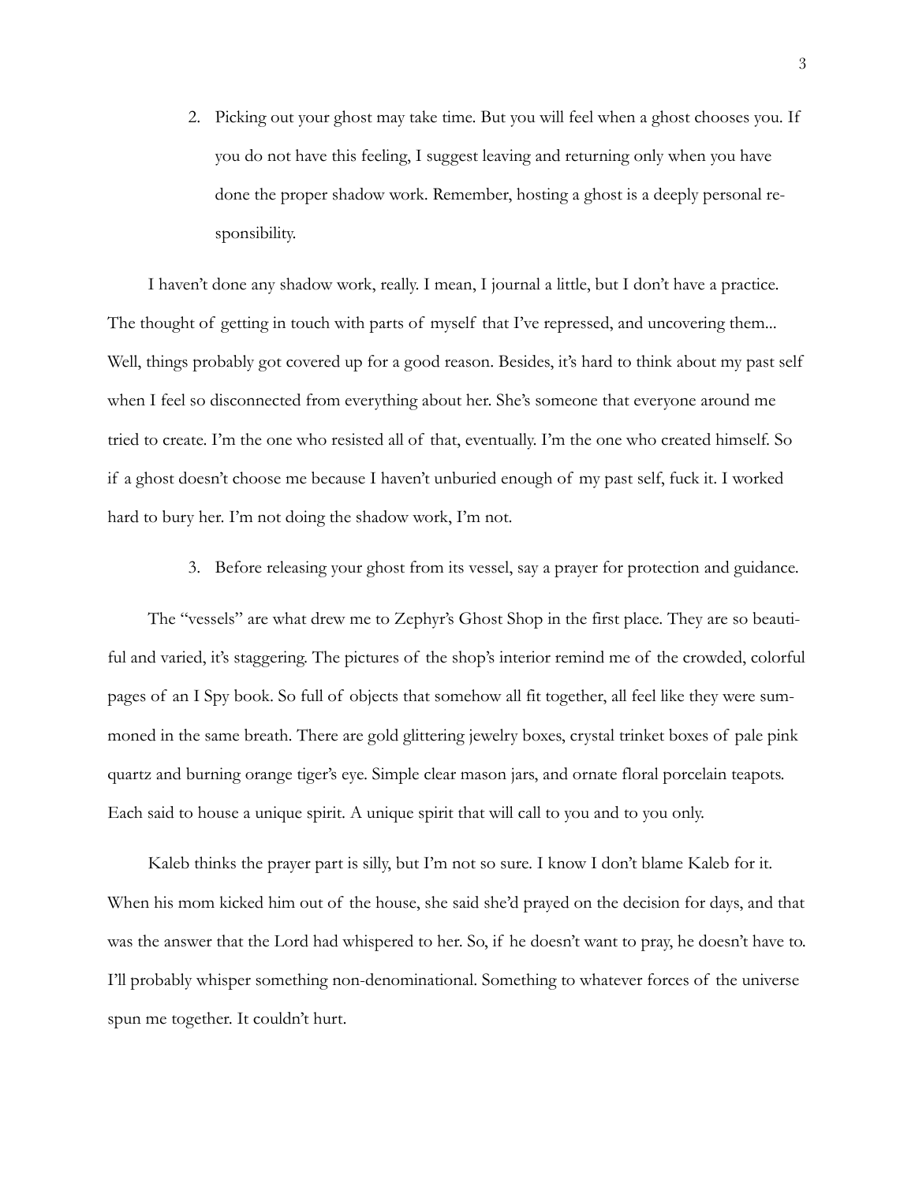2. Picking out your ghost may take time. But you will feel when a ghost chooses you. If you do not have this feeling, I suggest leaving and returning only when you have done the proper shadow work. Remember, hosting a ghost is a deeply personal responsibility.

I haven't done any shadow work, really. I mean, I journal a little, but I don't have a practice. The thought of getting in touch with parts of myself that I've repressed, and uncovering them... Well, things probably got covered up for a good reason. Besides, it's hard to think about my past self when I feel so disconnected from everything about her. She's someone that everyone around me tried to create. I'm the one who resisted all of that, eventually. I'm the one who created himself. So if a ghost doesn't choose me because I haven't unburied enough of my past self, fuck it. I worked hard to bury her. I'm not doing the shadow work, I'm not.

3. Before releasing your ghost from its vessel, say a prayer for protection and guidance.

The "vessels" are what drew me to Zephyr's Ghost Shop in the first place. They are so beautiful and varied, it's staggering. The pictures of the shop's interior remind me of the crowded, colorful pages of an I Spy book. So full of objects that somehow all fit together, all feel like they were summoned in the same breath. There are gold glittering jewelry boxes, crystal trinket boxes of pale pink quartz and burning orange tiger's eye. Simple clear mason jars, and ornate floral porcelain teapots. Each said to house a unique spirit. A unique spirit that will call to you and to you only.

Kaleb thinks the prayer part is silly, but I'm not so sure. I know I don't blame Kaleb for it. When his mom kicked him out of the house, she said she'd prayed on the decision for days, and that was the answer that the Lord had whispered to her. So, if he doesn't want to pray, he doesn't have to. I'll probably whisper something non-denominational. Something to whatever forces of the universe spun me together. It couldn't hurt.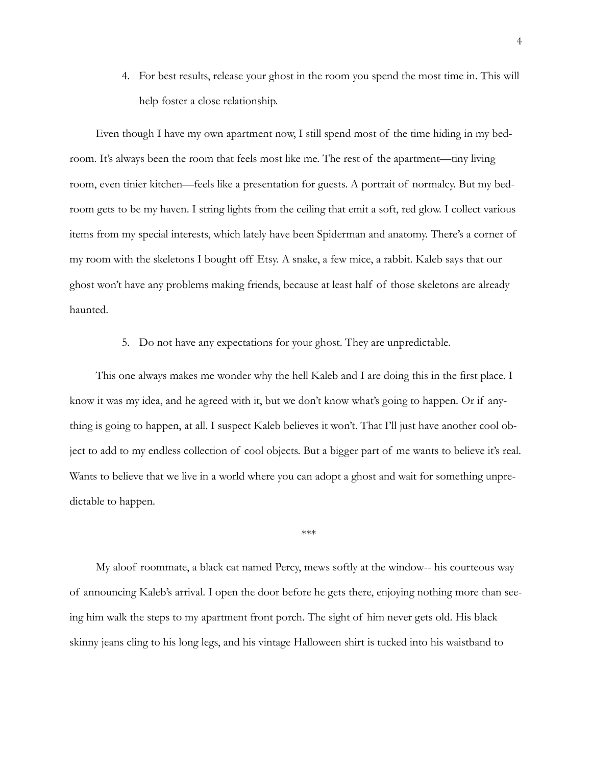4. For best results, release your ghost in the room you spend the most time in. This will help foster a close relationship.

Even though I have my own apartment now, I still spend most of the time hiding in my bedroom. It's always been the room that feels most like me. The rest of the apartment—tiny living room, even tinier kitchen—feels like a presentation for guests. A portrait of normalcy. But my bedroom gets to be my haven. I string lights from the ceiling that emit a soft, red glow. I collect various items from my special interests, which lately have been Spiderman and anatomy. There's a corner of my room with the skeletons I bought off Etsy. A snake, a few mice, a rabbit. Kaleb says that our ghost won't have any problems making friends, because at least half of those skeletons are already haunted.

5. Do not have any expectations for your ghost. They are unpredictable.

This one always makes me wonder why the hell Kaleb and I are doing this in the first place. I know it was my idea, and he agreed with it, but we don't know what's going to happen. Or if anything is going to happen, at all. I suspect Kaleb believes it won't. That I'll just have another cool object to add to my endless collection of cool objects. But a bigger part of me wants to believe it's real. Wants to believe that we live in a world where you can adopt a ghost and wait for something unpredictable to happen.

***

My aloof roommate, a black cat named Percy, mews softly at the window-- his courteous way of announcing Kaleb's arrival. I open the door before he gets there, enjoying nothing more than seeing him walk the steps to my apartment front porch. The sight of him never gets old. His black skinny jeans cling to his long legs, and his vintage Halloween shirt is tucked into his waistband to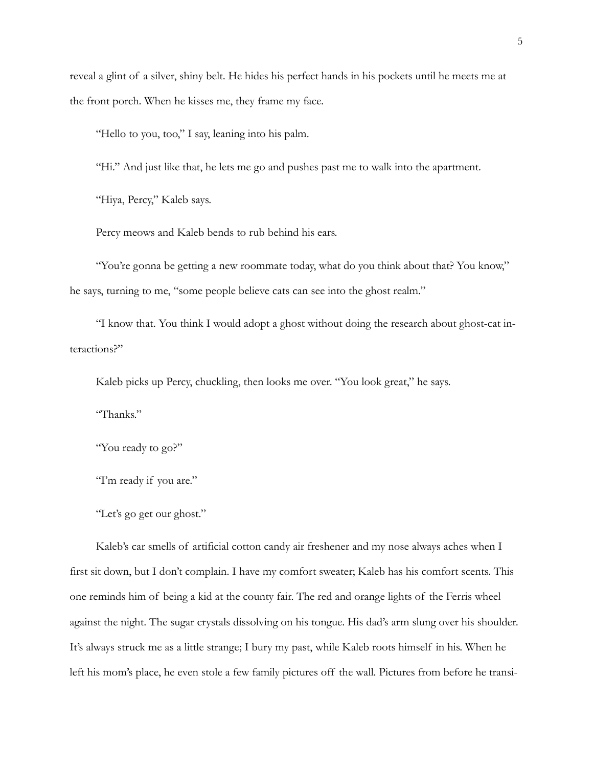reveal a glint of a silver, shiny belt. He hides his perfect hands in his pockets until he meets me at the front porch. When he kisses me, they frame my face.

"Hello to you, too," I say, leaning into his palm.

"Hi." And just like that, he lets me go and pushes past me to walk into the apartment.

"Hiya, Percy," Kaleb says.

Percy meows and Kaleb bends to rub behind his ears.

"You're gonna be getting a new roommate today, what do you think about that? You know," he says, turning to me, "some people believe cats can see into the ghost realm."

"I know that. You think I would adopt a ghost without doing the research about ghost-cat interactions?"

Kaleb picks up Percy, chuckling, then looks me over. "You look great," he says.

"Thanks."

"You ready to go?"

"I'm ready if you are."

"Let's go get our ghost."

Kaleb's car smells of artificial cotton candy air freshener and my nose always aches when I first sit down, but I don't complain. I have my comfort sweater; Kaleb has his comfort scents. This one reminds him of being a kid at the county fair. The red and orange lights of the Ferris wheel against the night. The sugar crystals dissolving on his tongue. His dad's arm slung over his shoulder. It's always struck me as a little strange; I bury my past, while Kaleb roots himself in his. When he left his mom's place, he even stole a few family pictures off the wall. Pictures from before he transi-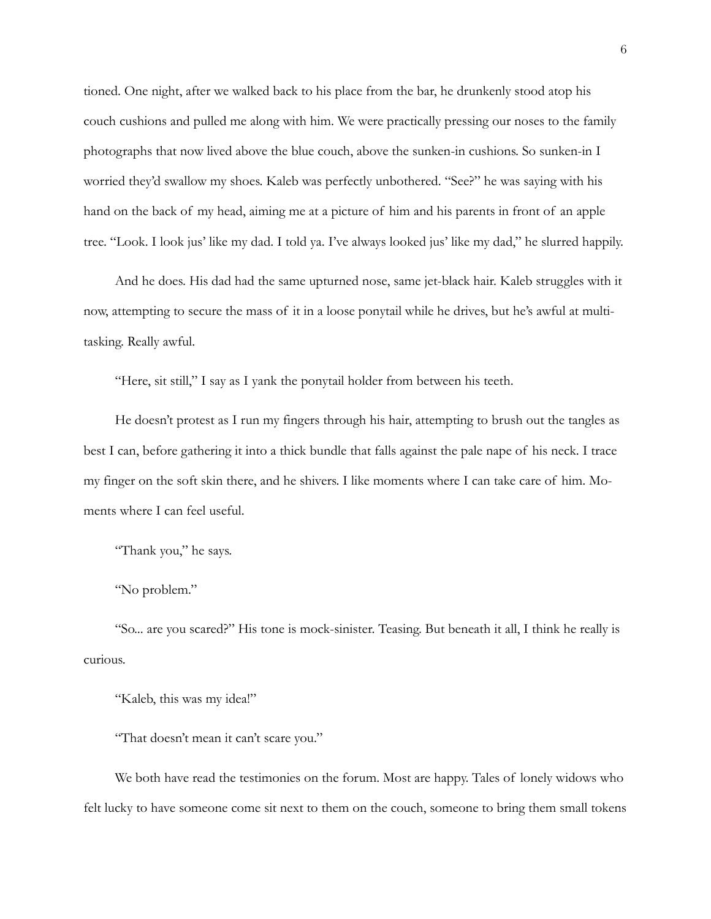tioned. One night, after we walked back to his place from the bar, he drunkenly stood atop his couch cushions and pulled me along with him. We were practically pressing our noses to the family photographs that now lived above the blue couch, above the sunken-in cushions. So sunken-in I worried they'd swallow my shoes. Kaleb was perfectly unbothered. "See?" he was saying with his hand on the back of my head, aiming me at a picture of him and his parents in front of an apple tree. "Look. I look jus' like my dad. I told ya. I've always looked jus' like my dad," he slurred happily.

And he does. His dad had the same upturned nose, same jet-black hair. Kaleb struggles with it now, attempting to secure the mass of it in a loose ponytail while he drives, but he's awful at multi-tasking. Really awful.

"Here, sit still," I say as I yank the ponytail holder from between his teeth.

He doesn't protest as I run my fingers through his hair, attempting to brush out the tangles as best I can, before gathering it into a thick bundle that falls against the pale nape of his neck. I trace my finger on the soft skin there, and he shivers. I like moments where I can take care of him. Moments where I can feel useful.

"Thank you," he says.

"No problem."

"So... are you scared?" His tone is mock-sinister. Teasing. But beneath it all, I think he really is curious.

"Kaleb, this was my idea!"

"That doesn't mean it can't scare you."

We both have read the testimonies on the forum. Most are happy. Tales of lonely widows who felt lucky to have someone come sit next to them on the couch, someone to bring them small tokens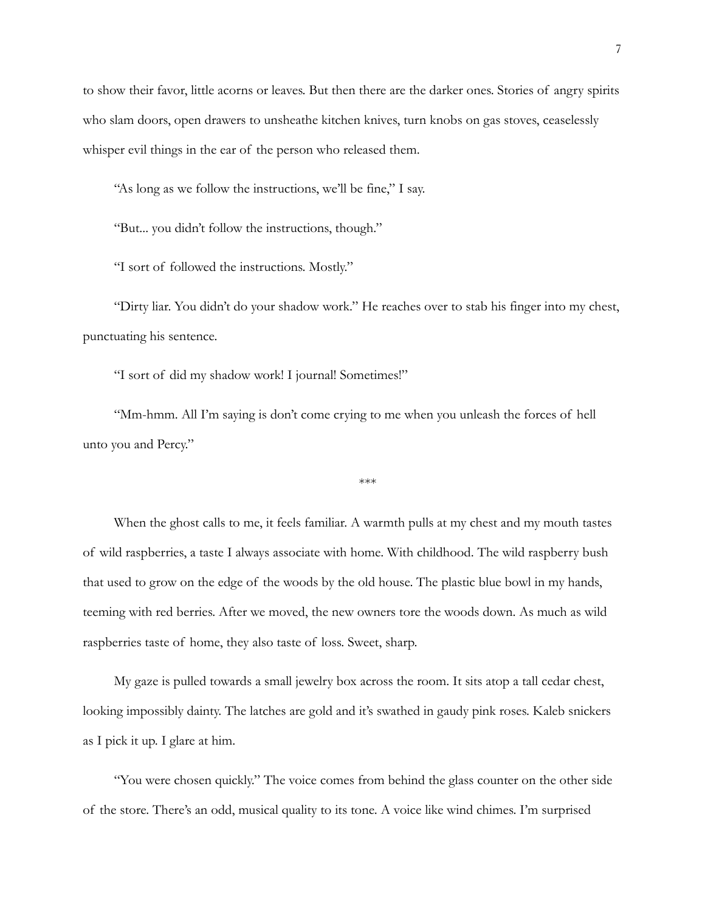to show their favor, little acorns or leaves. But then there are the darker ones. Stories of angry spirits who slam doors, open drawers to unsheathe kitchen knives, turn knobs on gas stoves, ceaselessly whisper evil things in the ear of the person who released them.

"As long as we follow the instructions, we'll be fine," I say.

"But... you didn't follow the instructions, though."

"I sort of followed the instructions. Mostly."

"Dirty liar. You didn't do your shadow work." He reaches over to stab his finger into my chest, punctuating his sentence.

"I sort of did my shadow work! I journal! Sometimes!"

"Mm-hmm. All I'm saying is don't come crying to me when you unleash the forces of hell unto you and Percy."

***

When the ghost calls to me, it feels familiar. A warmth pulls at my chest and my mouth tastes of wild raspberries, a taste I always associate with home. With childhood. The wild raspberry bush that used to grow on the edge of the woods by the old house. The plastic blue bowl in my hands, teeming with red berries. After we moved, the new owners tore the woods down. As much as wild raspberries taste of home, they also taste of loss. Sweet, sharp.

My gaze is pulled towards a small jewelry box across the room. It sits atop a tall cedar chest, looking impossibly dainty. The latches are gold and it's swathed in gaudy pink roses. Kaleb snickers as I pick it up. I glare at him.

"You were chosen quickly." The voice comes from behind the glass counter on the other side of the store. There's an odd, musical quality to its tone. A voice like wind chimes. I'm surprised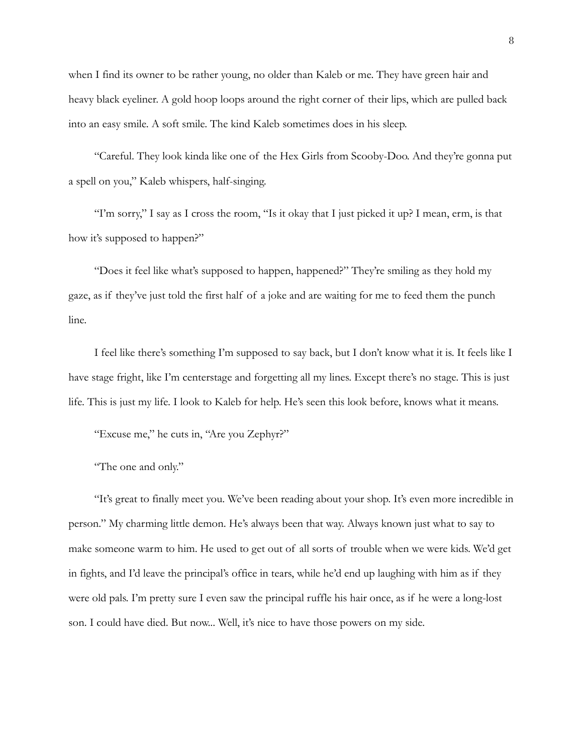when I find its owner to be rather young, no older than Kaleb or me. They have green hair and heavy black eyeliner. A gold hoop loops around the right corner of their lips, which are pulled back into an easy smile. A soft smile. The kind Kaleb sometimes does in his sleep.

"Careful. They look kinda like one of the Hex Girls from Scooby-Doo. And they're gonna put a spell on you," Kaleb whispers, half-singing.

"I'm sorry," I say as I cross the room, "Is it okay that I just picked it up? I mean, erm, is that how it's supposed to happen?"

"Does it feel like what's supposed to happen, happened?" They're smiling as they hold my gaze, as if they've just told the first half of a joke and are waiting for me to feed them the punch line.

I feel like there's something I'm supposed to say back, but I don't know what it is. It feels like I have stage fright, like I'm centerstage and forgetting all my lines. Except there's no stage. This is just life. This is just my life. I look to Kaleb for help. He's seen this look before, knows what it means.

"Excuse me," he cuts in, "Are you Zephyr?"

"The one and only."

"It's great to finally meet you. We've been reading about your shop. It's even more incredible in person." My charming little demon. He's always been that way. Always known just what to say to make someone warm to him. He used to get out of all sorts of trouble when we were kids. We'd get in fights, and I'd leave the principal's office in tears, while he'd end up laughing with him as if they were old pals. I'm pretty sure I even saw the principal ruffle his hair once, as if he were a long-lost son. I could have died. But now... Well, it's nice to have those powers on my side.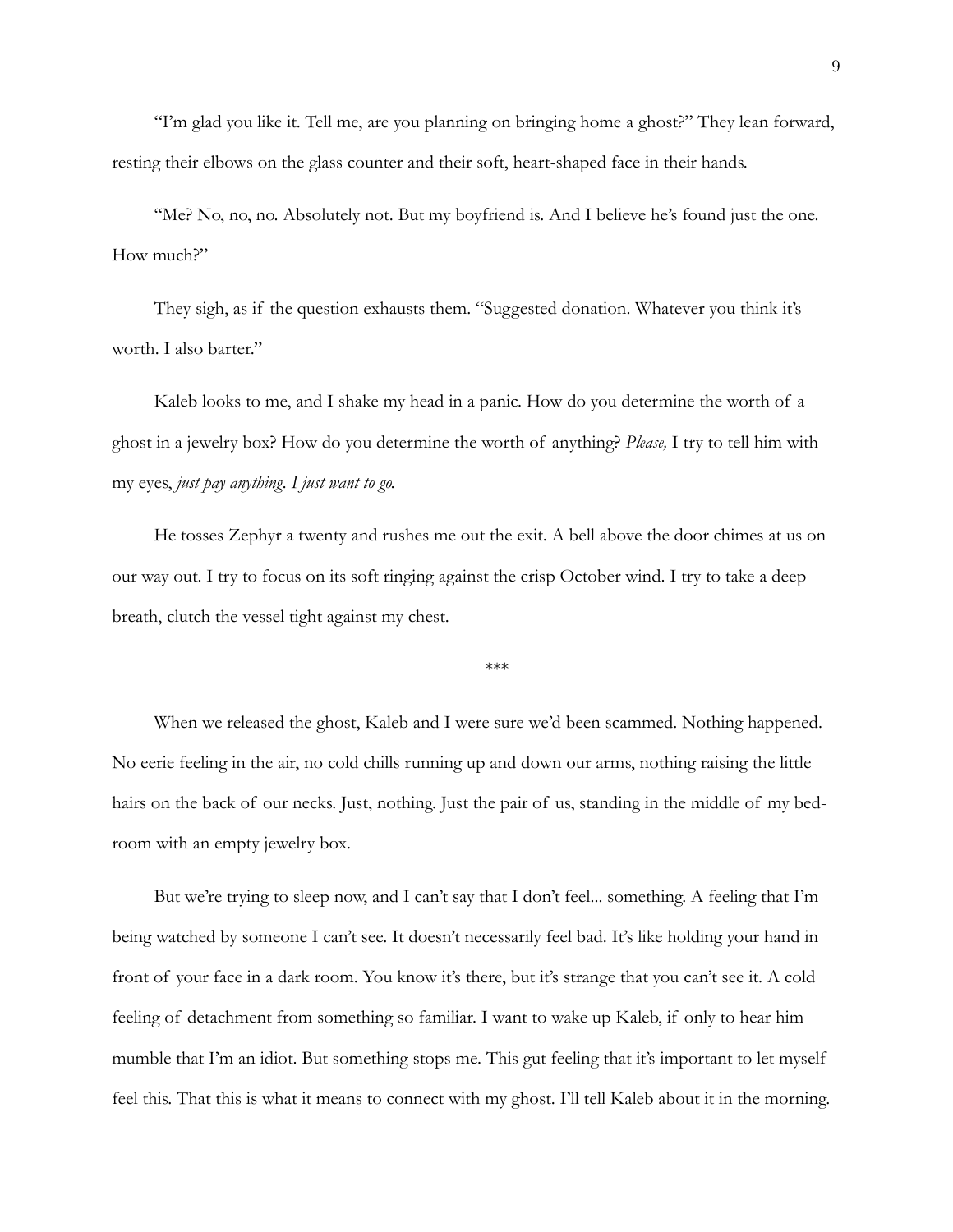"I'm glad you like it. Tell me, are you planning on bringing home a ghost?" They lean forward, resting their elbows on the glass counter and their soft, heart-shaped face in their hands.

"Me? No, no, no. Absolutely not. But my boyfriend is. And I believe he's found just the one. How much?"

They sigh, as if the question exhausts them. "Suggested donation. Whatever you think it's worth. I also barter."

Kaleb looks to me, and I shake my head in a panic. How do you determine the worth of a ghost in a jewelry box? How do you determine the worth of anything? *Please,* I try to tell him with my eyes, *just pay anything. I just want to go.*

He tosses Zephyr a twenty and rushes me out the exit. A bell above the door chimes at us on our way out. I try to focus on its soft ringing against the crisp October wind. I try to take a deep breath, clutch the vessel tight against my chest.

***

When we released the ghost, Kaleb and I were sure we'd been scammed. Nothing happened. No eerie feeling in the air, no cold chills running up and down our arms, nothing raising the little hairs on the back of our necks. Just, nothing. Just the pair of us, standing in the middle of my bedroom with an empty jewelry box.

But we're trying to sleep now, and I can't say that I don't feel... something. A feeling that I'm being watched by someone I can't see. It doesn't necessarily feel bad. It's like holding your hand in front of your face in a dark room. You know it's there, but it's strange that you can't see it. A cold feeling of detachment from something so familiar. I want to wake up Kaleb, if only to hear him mumble that I'm an idiot. But something stops me. This gut feeling that it's important to let myself feel this. That this is what it means to connect with my ghost. I'll tell Kaleb about it in the morning.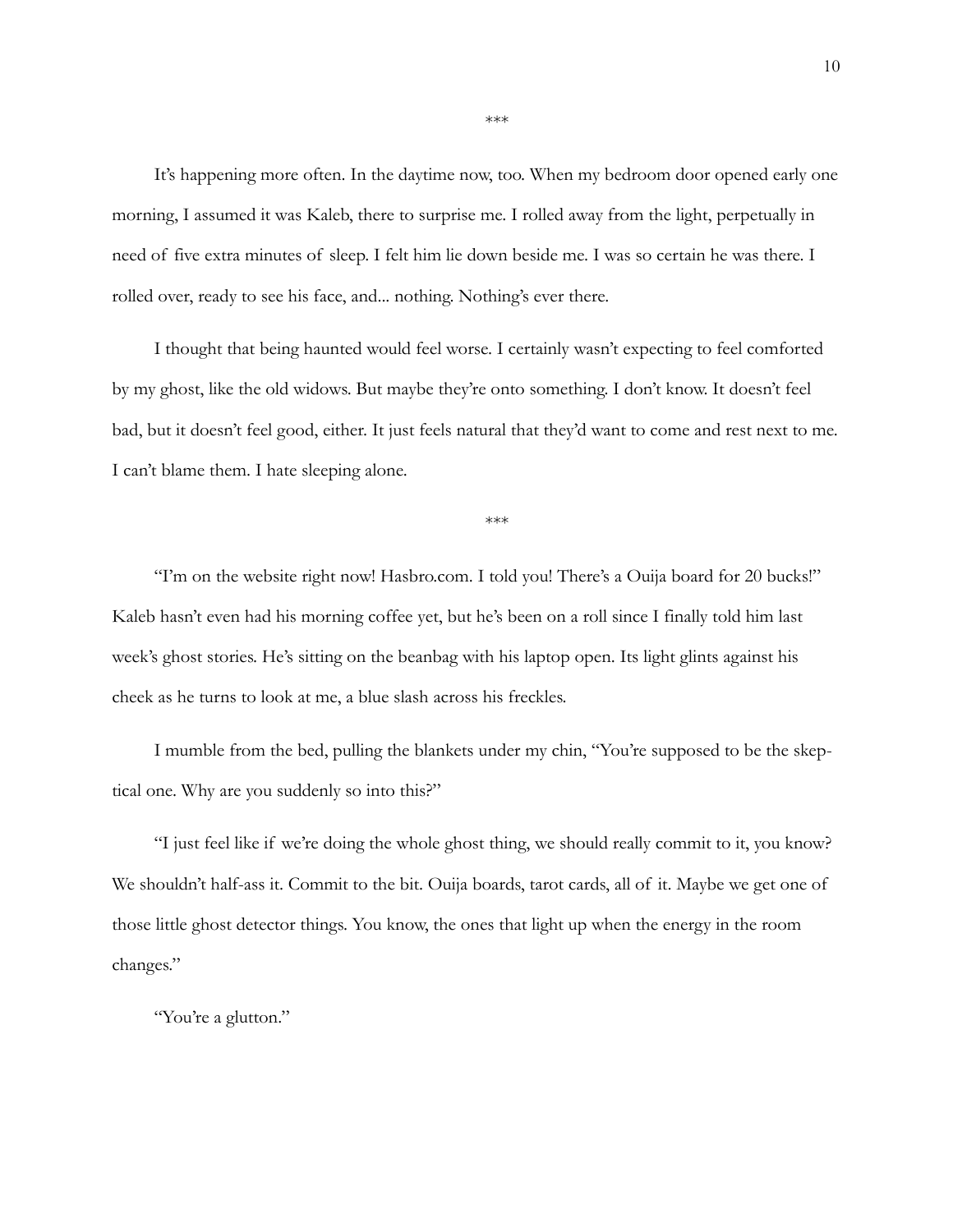***

It's happening more often. In the daytime now, too. When my bedroom door opened early one morning, I assumed it was Kaleb, there to surprise me. I rolled away from the light, perpetually in need of five extra minutes of sleep. I felt him lie down beside me. I was so certain he was there. I rolled over, ready to see his face, and... nothing. Nothing's ever there.

I thought that being haunted would feel worse. I certainly wasn't expecting to feel comforted by my ghost, like the old widows. But maybe they're onto something. I don't know. It doesn't feel bad, but it doesn't feel good, either. It just feels natural that they'd want to come and rest next to me. I can't blame them. I hate sleeping alone.

***

"I'm on the website right now! Hasbro.com. I told you! There's a Ouija board for 20 bucks!" Kaleb hasn't even had his morning coffee yet, but he's been on a roll since I finally told him last week's ghost stories. He's sitting on the beanbag with his laptop open. Its light glints against his cheek as he turns to look at me, a blue slash across his freckles.

I mumble from the bed, pulling the blankets under my chin, "You're supposed to be the skeptical one. Why are you suddenly so into this?"

"I just feel like if we're doing the whole ghost thing, we should really commit to it, you know? We shouldn't half-ass it. Commit to the bit. Ouija boards, tarot cards, all of it. Maybe we get one of those little ghost detector things. You know, the ones that light up when the energy in the room changes."

"You're a glutton."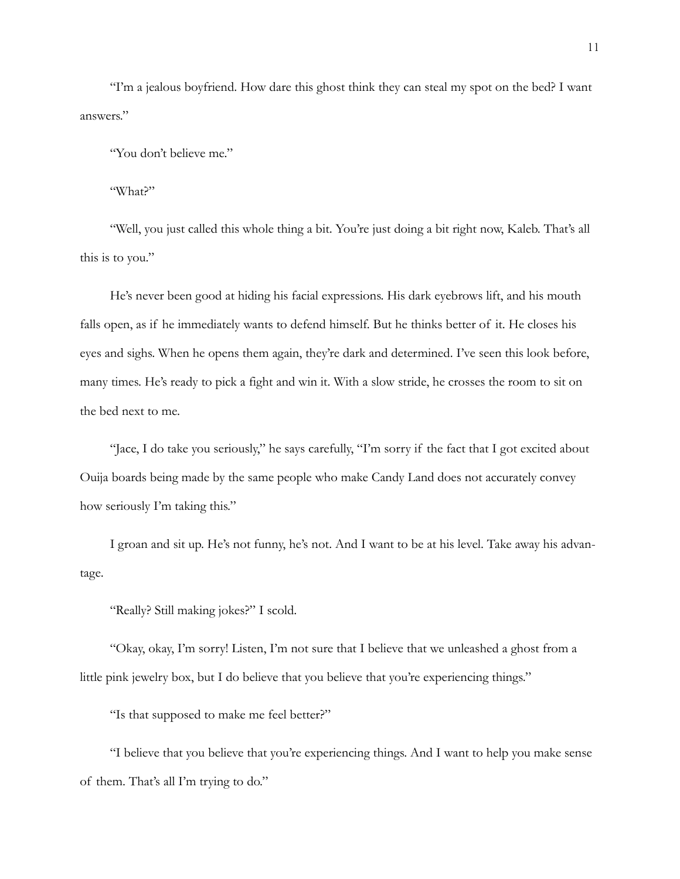"I'm a jealous boyfriend. How dare this ghost think they can steal my spot on the bed? I want answers."

"You don't believe me."

"What?"

"Well, you just called this whole thing a bit. You're just doing a bit right now, Kaleb. That's all this is to you."

He's never been good at hiding his facial expressions. His dark eyebrows lift, and his mouth falls open, as if he immediately wants to defend himself. But he thinks better of it. He closes his eyes and sighs. When he opens them again, they're dark and determined. I've seen this look before, many times. He's ready to pick a fight and win it. With a slow stride, he crosses the room to sit on the bed next to me.

"Jace, I do take you seriously," he says carefully, "I'm sorry if the fact that I got excited about Ouija boards being made by the same people who make Candy Land does not accurately convey how seriously I'm taking this."

I groan and sit up. He's not funny, he's not. And I want to be at his level. Take away his advantage.

"Really? Still making jokes?" I scold.

"Okay, okay, I'm sorry! Listen, I'm not sure that I believe that we unleashed a ghost from a little pink jewelry box, but I do believe that you believe that you're experiencing things."

"Is that supposed to make me feel better?"

"I believe that you believe that you're experiencing things. And I want to help you make sense of them. That's all I'm trying to do."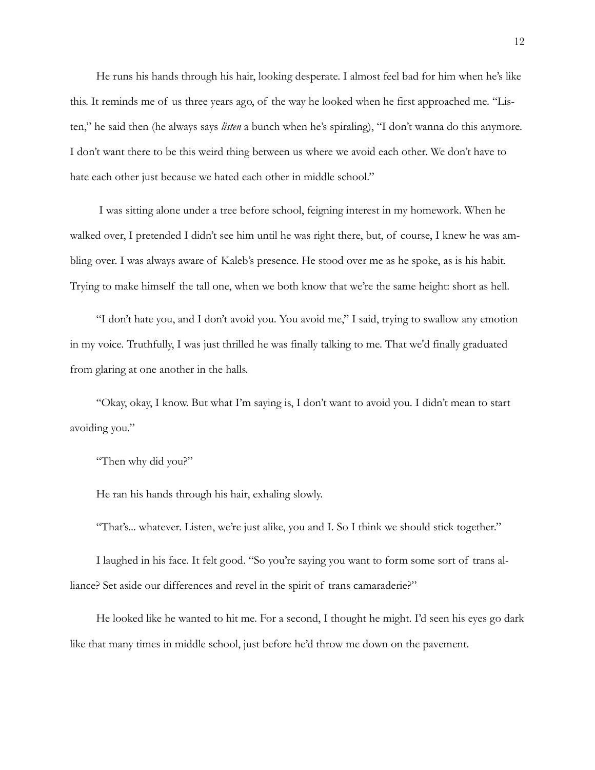He runs his hands through his hair, looking desperate. I almost feel bad for him when he's like this. It reminds me of us three years ago, of the way he looked when he first approached me. "Listen," he said then (he always says *listen* a bunch when he's spiraling), "I don't wanna do this anymore. I don't want there to be this weird thing between us where we avoid each other. We don't have to hate each other just because we hated each other in middle school."

I was sitting alone under a tree before school, feigning interest in my homework. When he walked over, I pretended I didn't see him until he was right there, but, of course, I knew he was ambling over. I was always aware of Kaleb's presence. He stood over me as he spoke, as is his habit. Trying to make himself the tall one, when we both know that we're the same height: short as hell.

"I don't hate you, and I don't avoid you. You avoid me," I said, trying to swallow any emotion in my voice. Truthfully, I was just thrilled he was finally talking to me. That we'd finally graduated from glaring at one another in the halls.

"Okay, okay, I know. But what I'm saying is, I don't want to avoid you. I didn't mean to start avoiding you."

"Then why did you?"

He ran his hands through his hair, exhaling slowly.

"That's... whatever. Listen, we're just alike, you and I. So I think we should stick together."

I laughed in his face. It felt good. "So you're saying you want to form some sort of trans alliance? Set aside our differences and revel in the spirit of trans camaraderie?"

He looked like he wanted to hit me. For a second, I thought he might. I'd seen his eyes go dark like that many times in middle school, just before he'd throw me down on the pavement.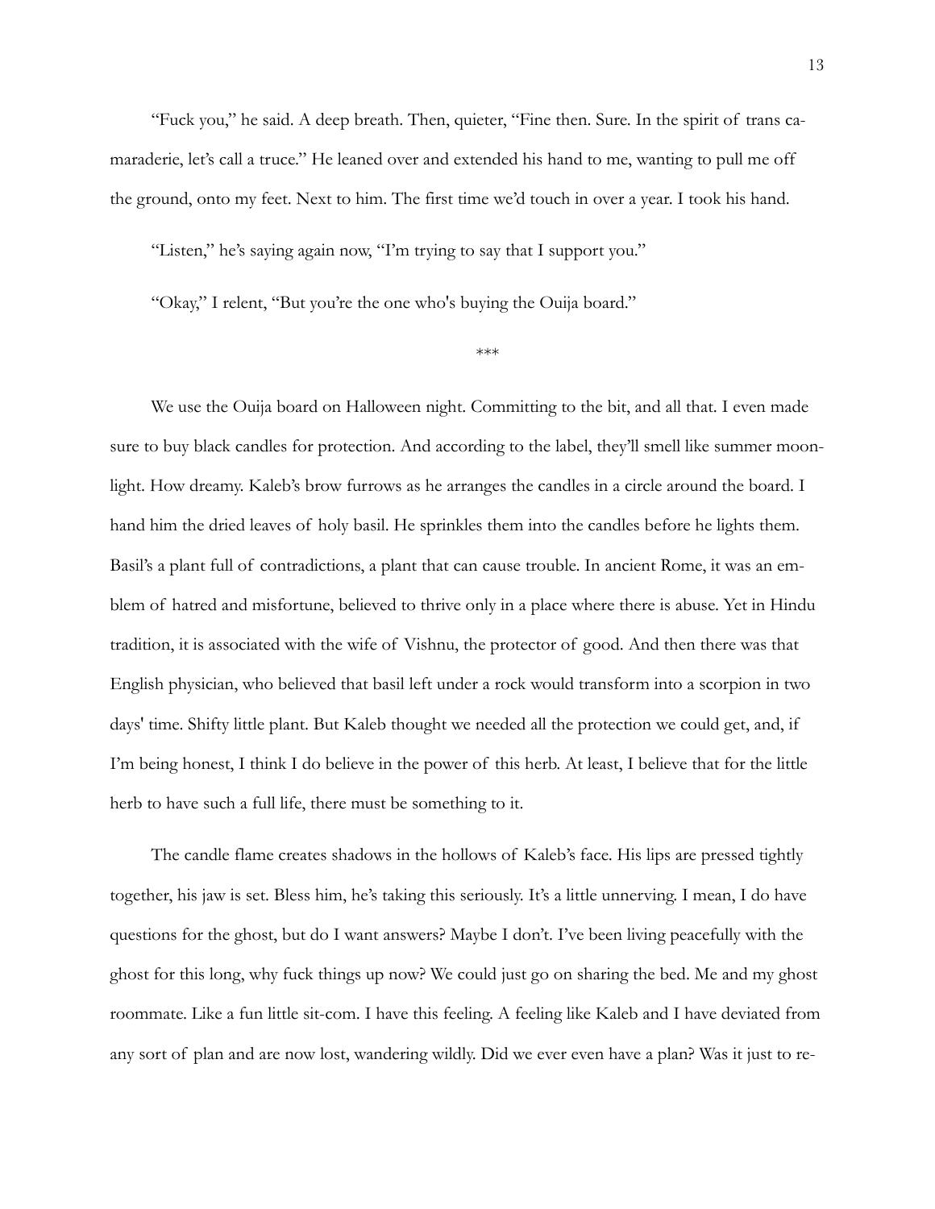"Fuck you," he said. A deep breath. Then, quieter, "Fine then. Sure. In the spirit of trans camaraderie, let's call a truce." He leaned over and extended his hand to me, wanting to pull me off the ground, onto my feet. Next to him. The first time we'd touch in over a year. I took his hand.

"Listen," he's saying again now, "I'm trying to say that I support you."

"Okay," I relent, "But you're the one who's buying the Ouija board."

***

We use the Ouija board on Halloween night. Committing to the bit, and all that. I even made sure to buy black candles for protection. And according to the label, they'll smell like summer moonlight. How dreamy. Kaleb's brow furrows as he arranges the candles in a circle around the board. I hand him the dried leaves of holy basil. He sprinkles them into the candles before he lights them. Basil's a plant full of contradictions, a plant that can cause trouble. In ancient Rome, it was an emblem of hatred and misfortune, believed to thrive only in a place where there is abuse. Yet in Hindu tradition, it is associated with the wife of Vishnu, the protector of good. And then there was that English physician, who believed that basil left under a rock would transform into a scorpion in two days' time. Shifty little plant. But Kaleb thought we needed all the protection we could get, and, if I'm being honest, I think I do believe in the power of this herb. At least, I believe that for the little herb to have such a full life, there must be something to it.

The candle flame creates shadows in the hollows of Kaleb's face. His lips are pressed tightly together, his jaw is set. Bless him, he's taking this seriously. It's a little unnerving. I mean, I do have questions for the ghost, but do I want answers? Maybe I don't. I've been living peacefully with the ghost for this long, why fuck things up now? We could just go on sharing the bed. Me and my ghost roommate. Like a fun little sit-com. I have this feeling. A feeling like Kaleb and I have deviated from any sort of plan and are now lost, wandering wildly. Did we ever even have a plan? Was it just to re-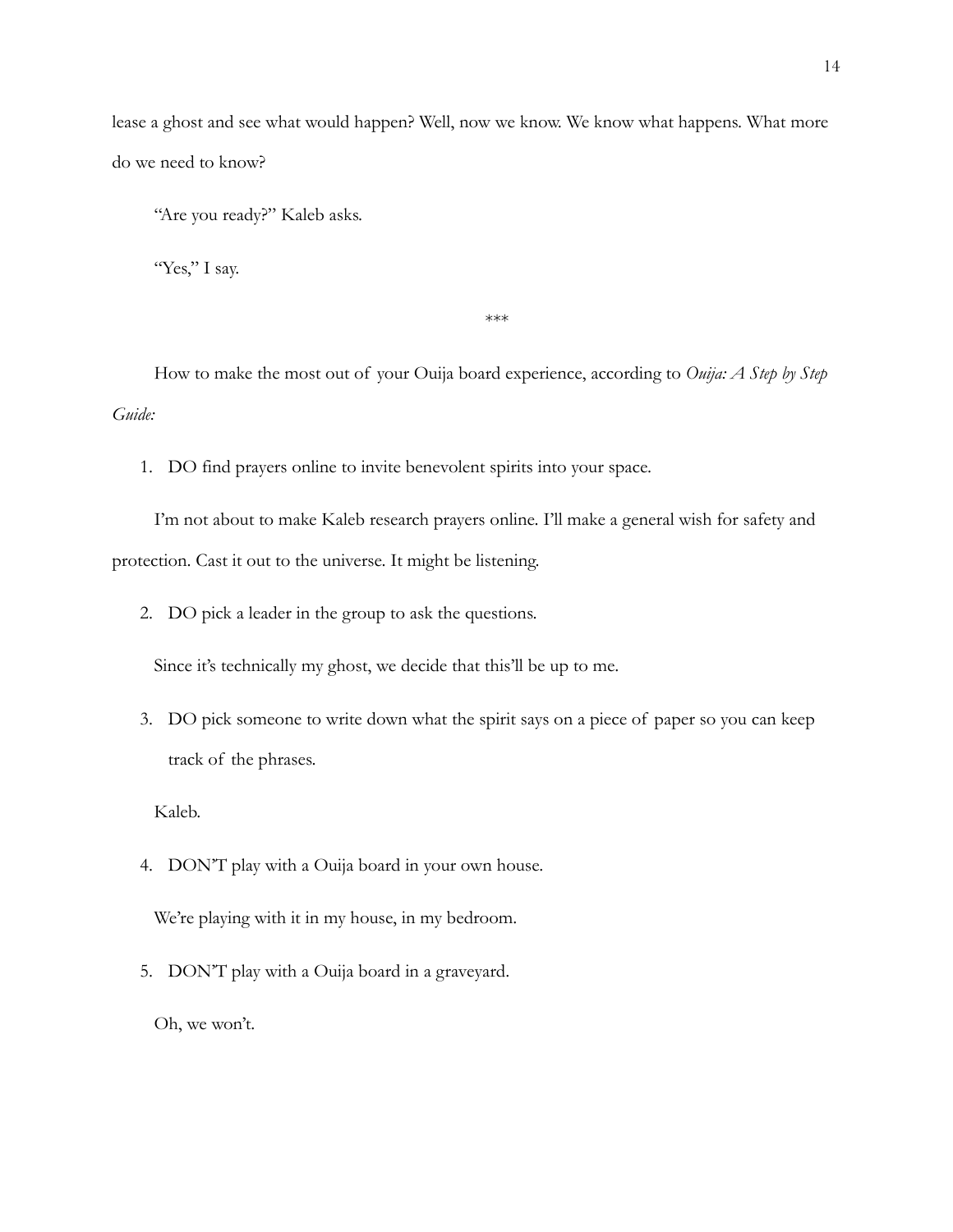lease a ghost and see what would happen? Well, now we know. We know what happens. What more do we need to know?

"Are you ready?" Kaleb asks.

"Yes," I say.

***

How to make the most out of your Ouija board experience, according to *Ouija: A Step by Step Guide:*

1. DO find prayers online to invite benevolent spirits into your space.

I'm not about to make Kaleb research prayers online. I'll make a general wish for safety and protection. Cast it out to the universe. It might be listening.

2. DO pick a leader in the group to ask the questions.

Since it's technically my ghost, we decide that this'll be up to me.

3. DO pick someone to write down what the spirit says on a piece of paper so you can keep track of the phrases.

Kaleb.

4. DON'T play with a Ouija board in your own house.

We're playing with it in my house, in my bedroom.

5. DON'T play with a Ouija board in a graveyard.

Oh, we won't.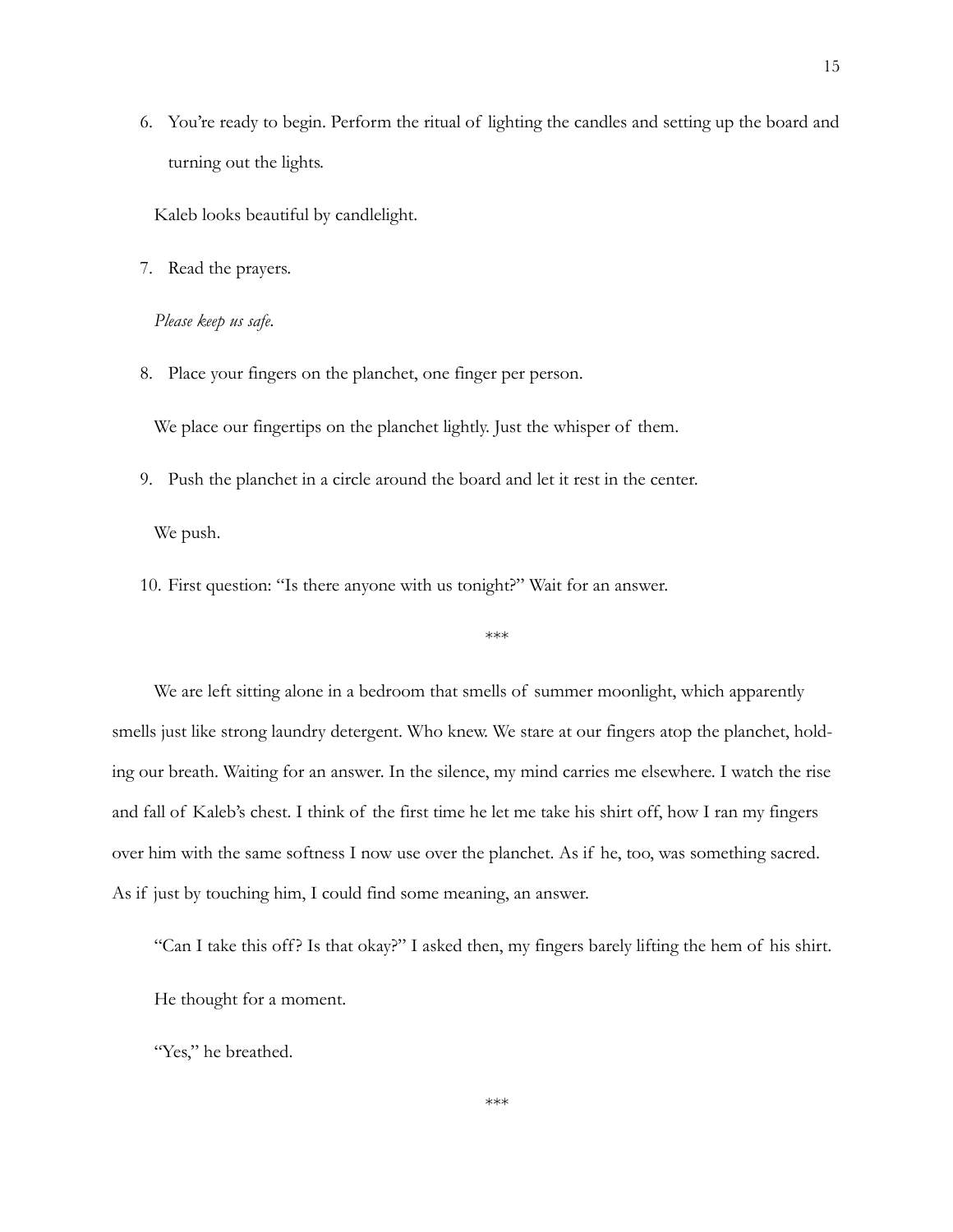6. You're ready to begin. Perform the ritual of lighting the candles and setting up the board and turning out the lights.

   Kaleb looks beautiful by candlelight.

7. Read the prayers.

   *Please keep us safe.*

8. Place your fingers on the planchet, one finger per person.

   We place our fingertips on the planchet lightly. Just the whisper of them.

9. Push the planchet in a circle around the board and let it rest in the center.

   We push.

10. First question: "Is there anyone with us tonight?" Wait for an answer.

\*\*\*

We are left sitting alone in a bedroom that smells of summer moonlight, which apparently smells just like strong laundry detergent. Who knew. We stare at our fingers atop the planchet, holding our breath. Waiting for an answer. In the silence, my mind carries me elsewhere. I watch the rise and fall of Kaleb's chest. I think of the first time he let me take his shirt off, how I ran my fingers over him with the same softness I now use over the planchet. As if he, too, was something sacred. As if just by touching him, I could find some meaning, an answer.

"Can I take this off? Is that okay?" I asked then, my fingers barely lifting the hem of his shirt.

He thought for a moment.

"Yes," he breathed.

\*\*\*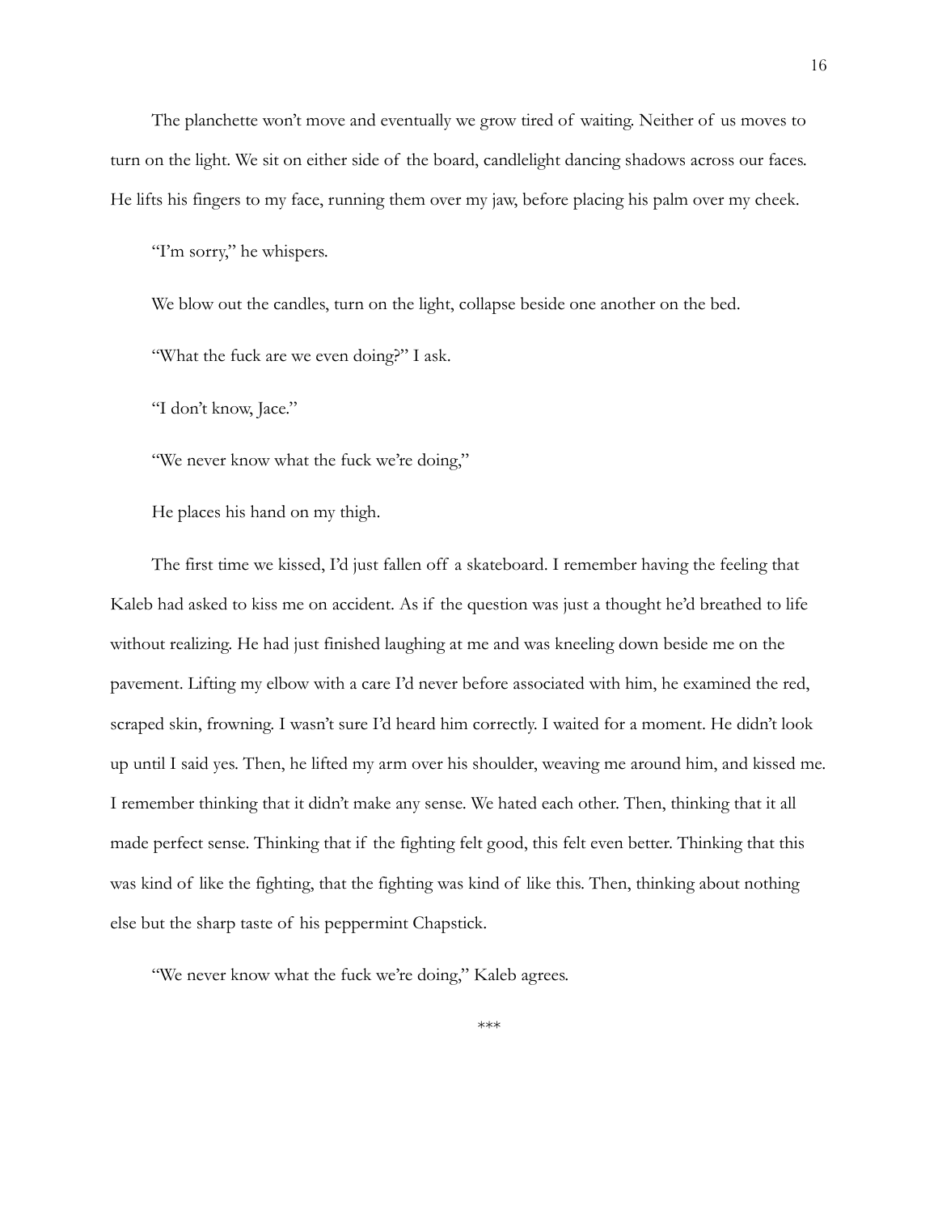The planchette won't move and eventually we grow tired of waiting. Neither of us moves to turn on the light. We sit on either side of the board, candlelight dancing shadows across our faces. He lifts his fingers to my face, running them over my jaw, before placing his palm over my cheek.

"I'm sorry," he whispers.

We blow out the candles, turn on the light, collapse beside one another on the bed.

"What the fuck are we even doing?" I ask.

"I don't know, Jace."

"We never know what the fuck we're doing,"

He places his hand on my thigh.

The first time we kissed, I'd just fallen off a skateboard. I remember having the feeling that Kaleb had asked to kiss me on accident. As if the question was just a thought he'd breathed to life without realizing. He had just finished laughing at me and was kneeling down beside me on the pavement. Lifting my elbow with a care I'd never before associated with him, he examined the red, scraped skin, frowning. I wasn't sure I'd heard him correctly. I waited for a moment. He didn't look up until I said yes. Then, he lifted my arm over his shoulder, weaving me around him, and kissed me. I remember thinking that it didn't make any sense. We hated each other. Then, thinking that it all made perfect sense. Thinking that if the fighting felt good, this felt even better. Thinking that this was kind of like the fighting, that the fighting was kind of like this. Then, thinking about nothing else but the sharp taste of his peppermint Chapstick.

"We never know what the fuck we're doing," Kaleb agrees.

***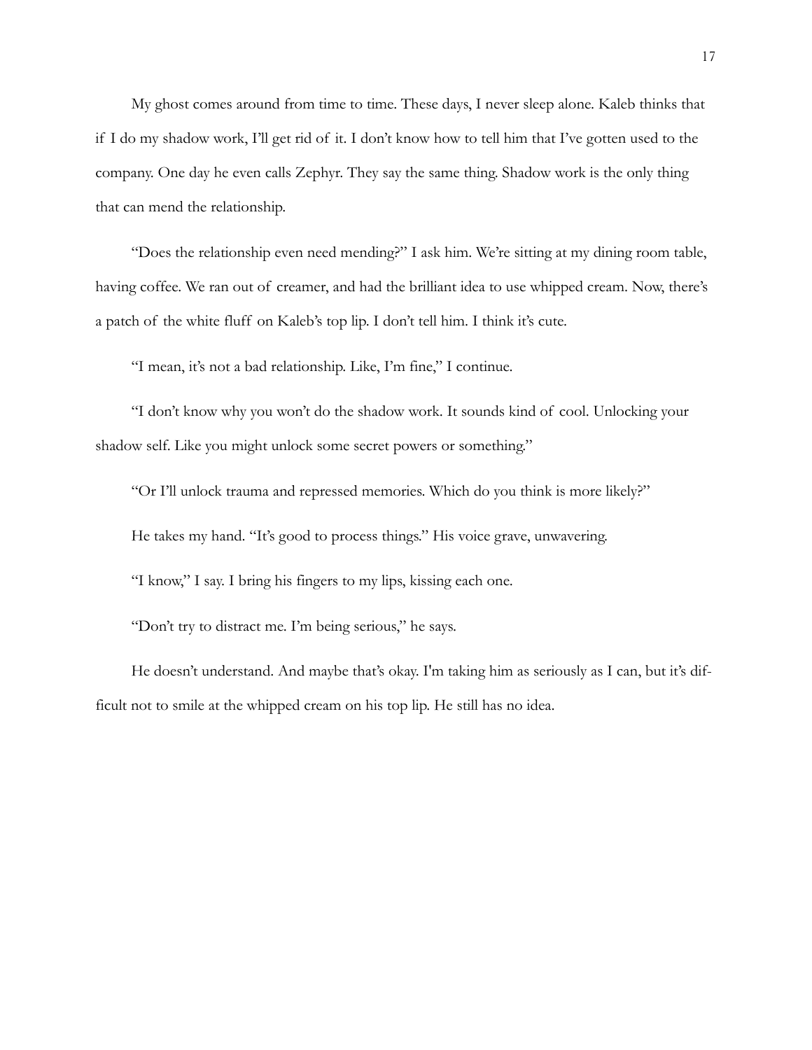My ghost comes around from time to time. These days, I never sleep alone. Kaleb thinks that if I do my shadow work, I'll get rid of it. I don't know how to tell him that I've gotten used to the company. One day he even calls Zephyr. They say the same thing. Shadow work is the only thing that can mend the relationship.

"Does the relationship even need mending?" I ask him. We're sitting at my dining room table, having coffee. We ran out of creamer, and had the brilliant idea to use whipped cream. Now, there's a patch of the white fluff on Kaleb's top lip. I don't tell him. I think it's cute.

"I mean, it's not a bad relationship. Like, I'm fine," I continue.

"I don't know why you won't do the shadow work. It sounds kind of cool. Unlocking your shadow self. Like you might unlock some secret powers or something."

"Or I'll unlock trauma and repressed memories. Which do you think is more likely?"

He takes my hand. "It's good to process things." His voice grave, unwavering.

"I know," I say. I bring his fingers to my lips, kissing each one.

"Don't try to distract me. I'm being serious," he says.

He doesn't understand. And maybe that's okay. I'm taking him as seriously as I can, but it's difficult not to smile at the whipped cream on his top lip. He still has no idea.